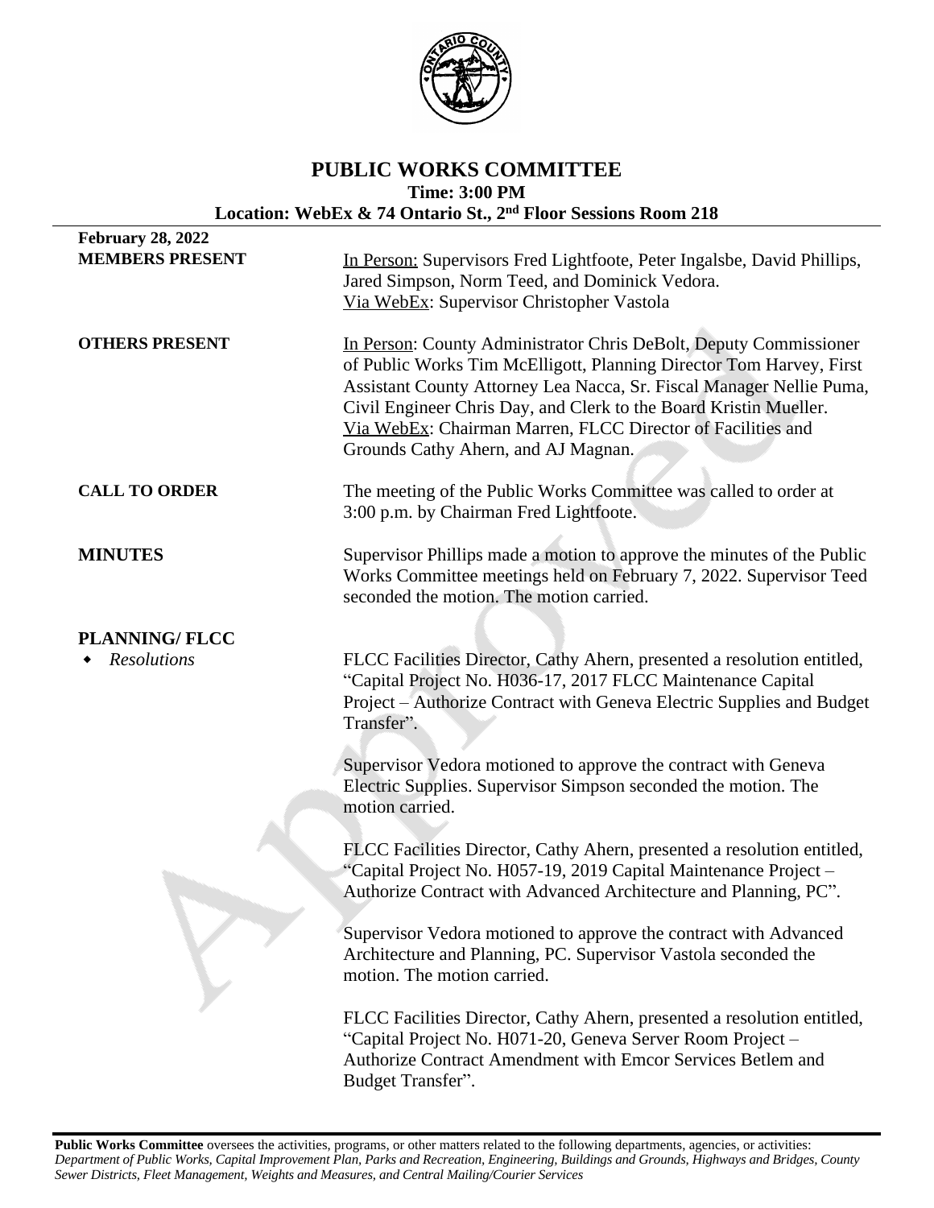# PUBLIC WORKS COMMITTEE

**Time: 3:00 PM**

**Location: WebEx & 74 Ontario St., 2nd Floor Sessions Room 218**

**February 28, 2022**

**MEMBERS PRESENT**

In Person: Supervisors Fred Lightfoote, Peter Ingalsbe, David Phillips, Jared Simpson, Norm Teed, and Dominick Vedora.
Via WebEx: Supervisor Christopher Vastola

**OTHERS PRESENT**

In Person: County Administrator Chris DeBolt, Deputy Commissioner of Public Works Tim McElligott, Planning Director Tom Harvey, First Assistant County Attorney Lea Nacca, Sr. Fiscal Manager Nellie Puma, Civil Engineer Chris Day, and Clerk to the Board Kristin Mueller.
Via WebEx: Chairman Marren, FLCC Director of Facilities and Grounds Cathy Ahern, and AJ Magnan.

**CALL TO ORDER**

The meeting of the Public Works Committee was called to order at 3:00 p.m. by Chairman Fred Lightfoote.

**MINUTES**

Supervisor Phillips made a motion to approve the minutes of the Public Works Committee meetings held on February 7, 2022. Supervisor Teed seconded the motion. The motion carried.

## PLANNING/ FLCC

- *Resolutions*

FLCC Facilities Director, Cathy Ahern, presented a resolution entitled, "Capital Project No. H036-17, 2017 FLCC Maintenance Capital Project – Authorize Contract with Geneva Electric Supplies and Budget Transfer".

Supervisor Vedora motioned to approve the contract with Geneva Electric Supplies. Supervisor Simpson seconded the motion. The motion carried.

FLCC Facilities Director, Cathy Ahern, presented a resolution entitled, "Capital Project No. H057-19, 2019 Capital Maintenance Project – Authorize Contract with Advanced Architecture and Planning, PC".

Supervisor Vedora motioned to approve the contract with Advanced Architecture and Planning, PC. Supervisor Vastola seconded the motion. The motion carried.

FLCC Facilities Director, Cathy Ahern, presented a resolution entitled, "Capital Project No. H071-20, Geneva Server Room Project – Authorize Contract Amendment with Emcor Services Betlem and Budget Transfer".

**Public Works Committee** oversees the activities, programs, or other matters related to the following departments, agencies, or activities: *Department of Public Works, Capital Improvement Plan, Parks and Recreation, Engineering, Buildings and Grounds, Highways and Bridges, County Sewer Districts, Fleet Management, Weights and Measures, and Central Mailing/Courier Services*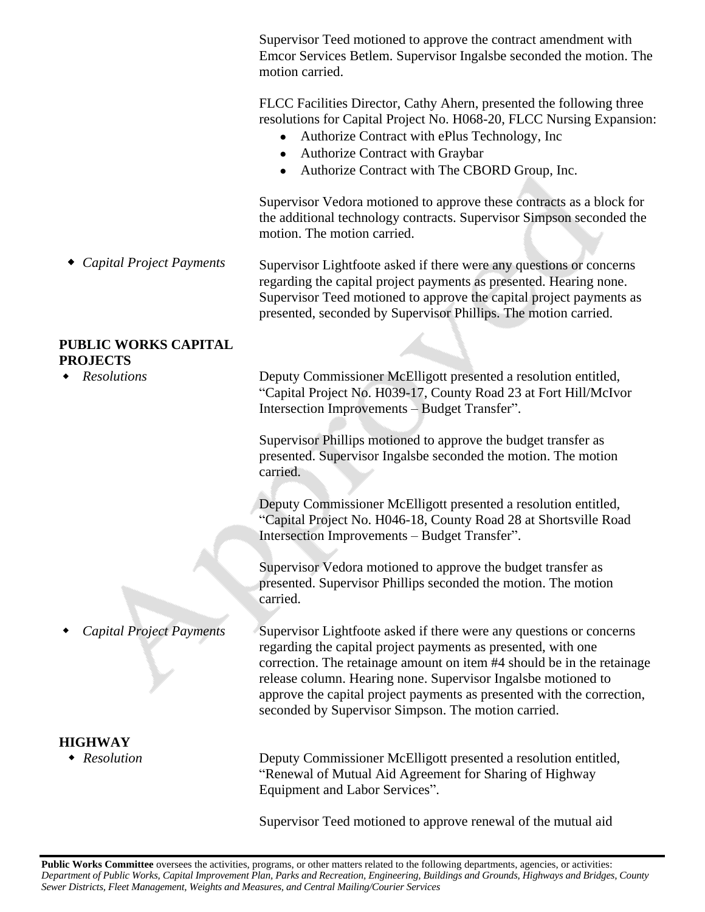Supervisor Teed motioned to approve the contract amendment with Emcor Services Betlem. Supervisor Ingalsbe seconded the motion. The motion carried.

FLCC Facilities Director, Cathy Ahern, presented the following three resolutions for Capital Project No. H068-20, FLCC Nursing Expansion:

- Authorize Contract with ePlus Technology, Inc
- Authorize Contract with Graybar
- Authorize Contract with The CBORD Group, Inc.

Supervisor Vedora motioned to approve these contracts as a block for the additional technology contracts. Supervisor Simpson seconded the motion. The motion carried.

- *Capital Project Payments*

Supervisor Lightfoote asked if there were any questions or concerns regarding the capital project payments as presented. Hearing none. Supervisor Teed motioned to approve the capital project payments as presented, seconded by Supervisor Phillips. The motion carried.

**PUBLIC WORKS CAPITAL PROJECTS**

- *Resolutions*

Deputy Commissioner McElligott presented a resolution entitled, "Capital Project No. H039-17, County Road 23 at Fort Hill/McIvor Intersection Improvements – Budget Transfer".

Supervisor Phillips motioned to approve the budget transfer as presented. Supervisor Ingalsbe seconded the motion. The motion carried.

Deputy Commissioner McElligott presented a resolution entitled, "Capital Project No. H046-18, County Road 28 at Shortsville Road Intersection Improvements – Budget Transfer".

Supervisor Vedora motioned to approve the budget transfer as presented. Supervisor Phillips seconded the motion. The motion carried.

- *Capital Project Payments*

Supervisor Lightfoote asked if there were any questions or concerns regarding the capital project payments as presented, with one correction. The retainage amount on item #4 should be in the retainage release column. Hearing none. Supervisor Ingalsbe motioned to approve the capital project payments as presented with the correction, seconded by Supervisor Simpson. The motion carried.

**HIGHWAY**

- *Resolution*

Deputy Commissioner McElligott presented a resolution entitled, "Renewal of Mutual Aid Agreement for Sharing of Highway Equipment and Labor Services".

Supervisor Teed motioned to approve renewal of the mutual aid

**Public Works Committee** oversees the activities, programs, or other matters related to the following departments, agencies, or activities: *Department of Public Works, Capital Improvement Plan, Parks and Recreation, Engineering, Buildings and Grounds, Highways and Bridges, County Sewer Districts, Fleet Management, Weights and Measures, and Central Mailing/Courier Services*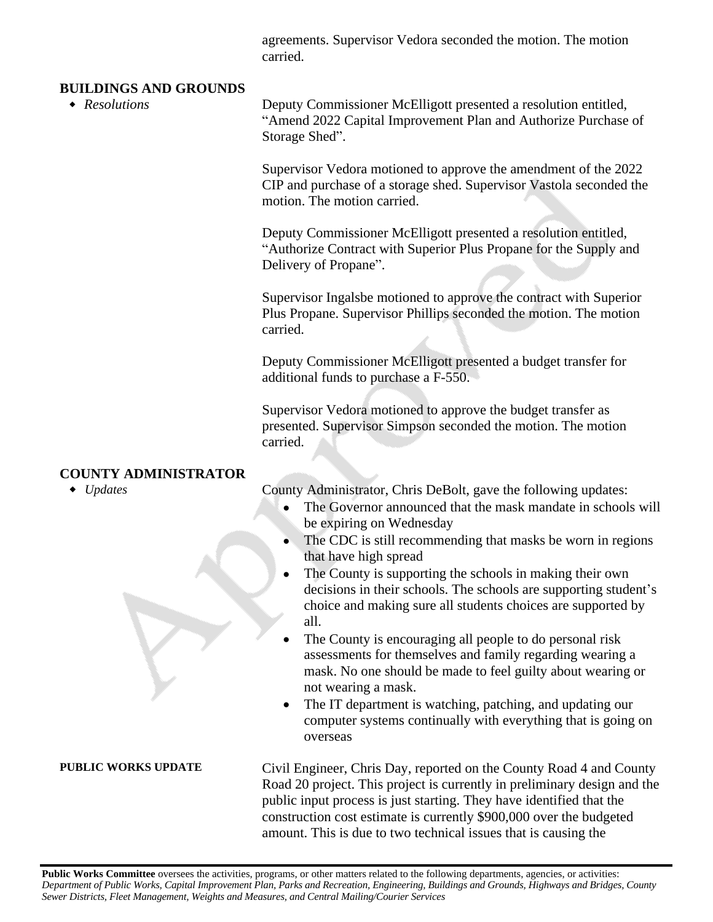agreements. Supervisor Vedora seconded the motion. The motion carried.

## BUILDINGS AND GROUNDS

- *Resolutions*

Deputy Commissioner McElligott presented a resolution entitled, "Amend 2022 Capital Improvement Plan and Authorize Purchase of Storage Shed".

Supervisor Vedora motioned to approve the amendment of the 2022 CIP and purchase of a storage shed. Supervisor Vastola seconded the motion. The motion carried.

Deputy Commissioner McElligott presented a resolution entitled, "Authorize Contract with Superior Plus Propane for the Supply and Delivery of Propane".

Supervisor Ingalsbe motioned to approve the contract with Superior Plus Propane. Supervisor Phillips seconded the motion. The motion carried.

Deputy Commissioner McElligott presented a budget transfer for additional funds to purchase a F-550.

Supervisor Vedora motioned to approve the budget transfer as presented. Supervisor Simpson seconded the motion. The motion carried.

## COUNTY ADMINISTRATOR

- *Updates*

County Administrator, Chris DeBolt, gave the following updates:

- The Governor announced that the mask mandate in schools will be expiring on Wednesday
- The CDC is still recommending that masks be worn in regions that have high spread
- The County is supporting the schools in making their own decisions in their schools. The schools are supporting student's choice and making sure all students choices are supported by all.
- The County is encouraging all people to do personal risk assessments for themselves and family regarding wearing a mask. No one should be made to feel guilty about wearing or not wearing a mask.
- The IT department is watching, patching, and updating our computer systems continually with everything that is going on overseas

**PUBLIC WORKS UPDATE**

Civil Engineer, Chris Day, reported on the County Road 4 and County Road 20 project. This project is currently in preliminary design and the public input process is just starting. They have identified that the construction cost estimate is currently $900,000 over the budgeted amount. This is due to two technical issues that is causing the

**Public Works Committee** oversees the activities, programs, or other matters related to the following departments, agencies, or activities: *Department of Public Works, Capital Improvement Plan, Parks and Recreation, Engineering, Buildings and Grounds, Highways and Bridges, County Sewer Districts, Fleet Management, Weights and Measures, and Central Mailing/Courier Services*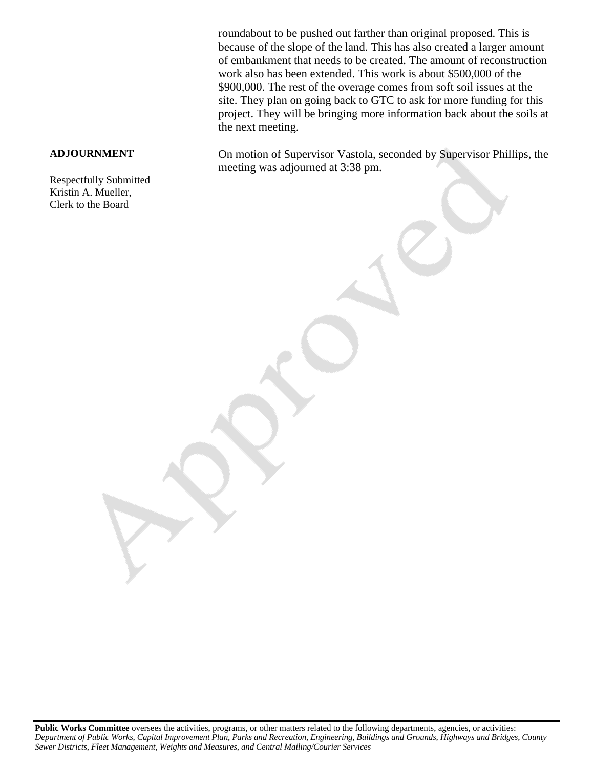roundabout to be pushed out farther than original proposed. This is because of the slope of the land. This has also created a larger amount of embankment that needs to be created. The amount of reconstruction work also has been extended. This work is about $500,000 of the $900,000. The rest of the overage comes from soft soil issues at the site. They plan on going back to GTC to ask for more funding for this project. They will be bringing more information back about the soils at the next meeting.

**ADJOURNMENT**

On motion of Supervisor Vastola, seconded by Supervisor Phillips, the meeting was adjourned at 3:38 pm.

Respectfully Submitted
Kristin A. Mueller,
Clerk to the Board

**Public Works Committee** oversees the activities, programs, or other matters related to the following departments, agencies, or activities: *Department of Public Works, Capital Improvement Plan, Parks and Recreation, Engineering, Buildings and Grounds, Highways and Bridges, County Sewer Districts, Fleet Management, Weights and Measures, and Central Mailing/Courier Services*